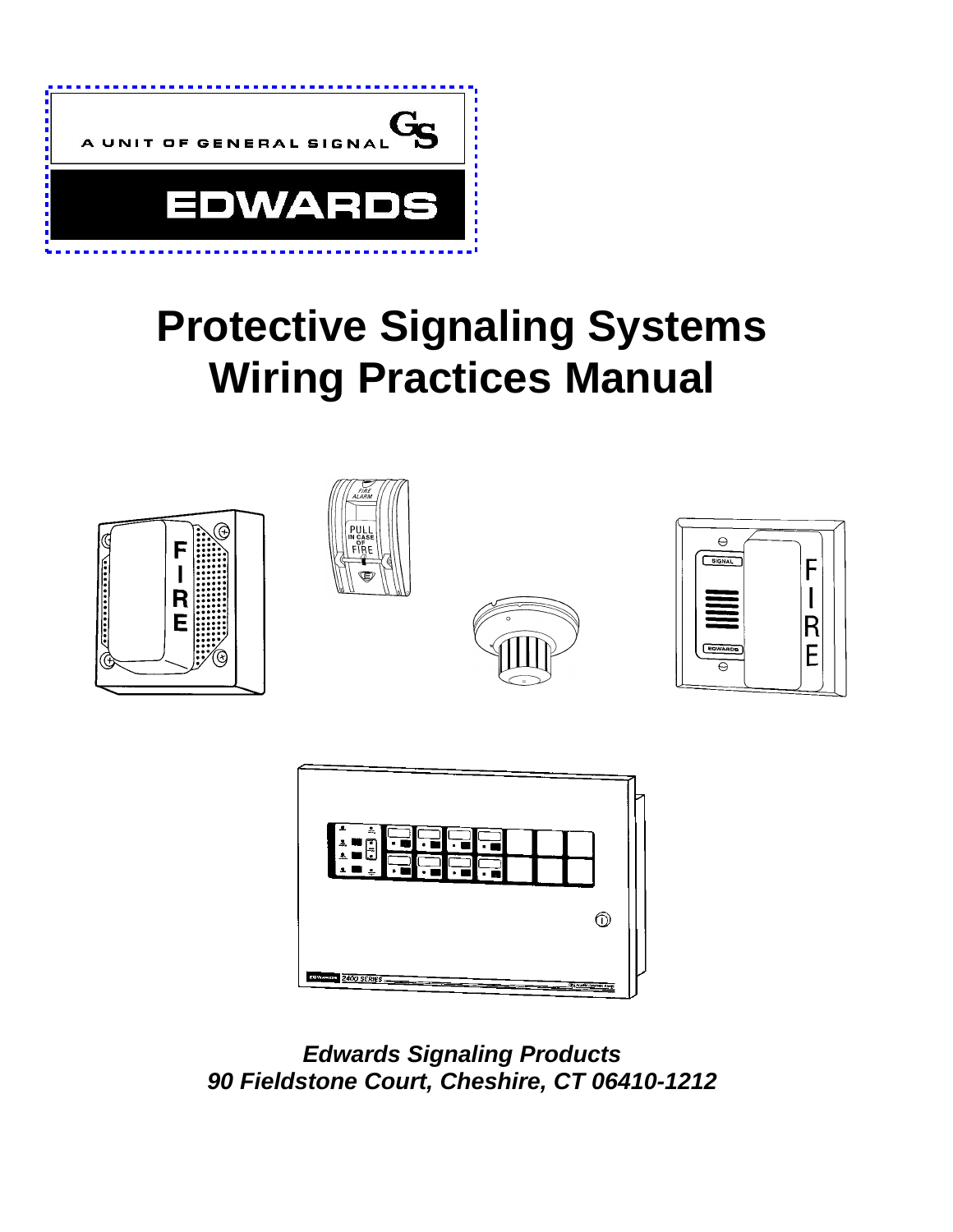A UNIT OF GENERAL SIGNAL

EDWARDS

# Protective Signaling Systems Wiring Practices Manual

***Edwards Signaling Products***
***90 Fieldstone Court, Cheshire, CT 06410-1212***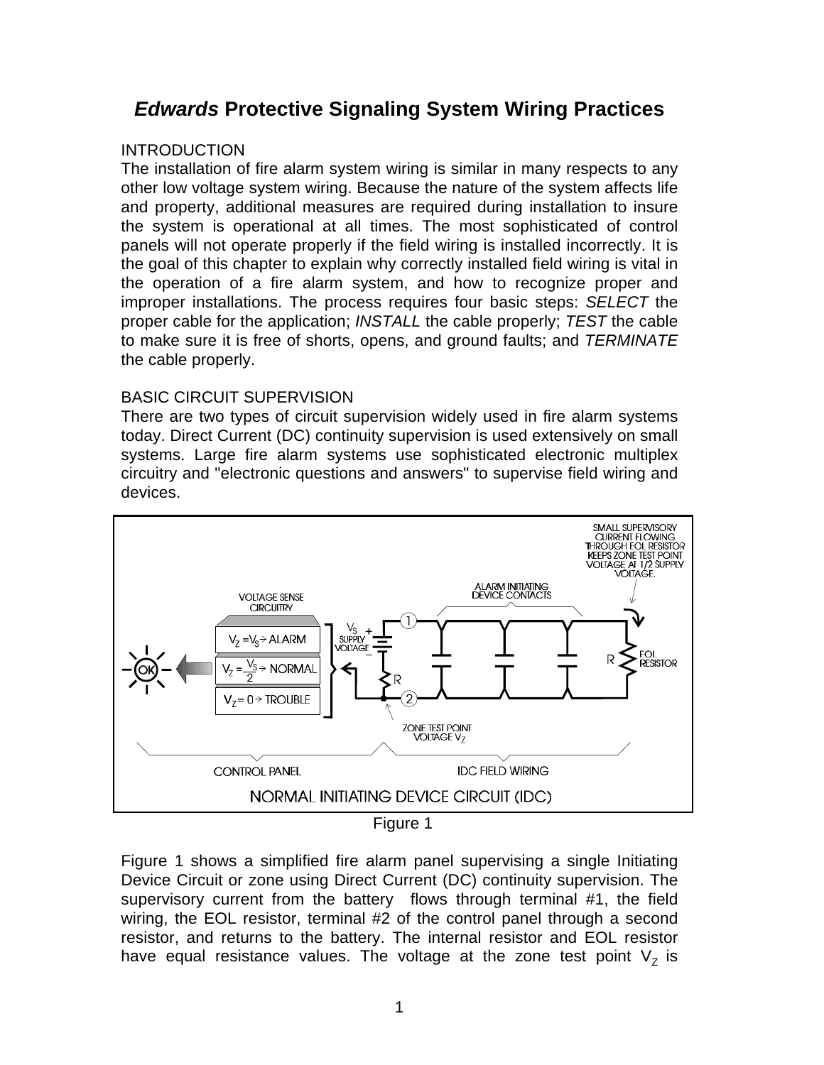# *Edwards* Protective Signaling System Wiring Practices

INTRODUCTION

The installation of fire alarm system wiring is similar in many respects to any other low voltage system wiring. Because the nature of the system affects life and property, additional measures are required during installation to insure the system is operational at all times. The most sophisticated of control panels will not operate properly if the field wiring is installed incorrectly. It is the goal of this chapter to explain why correctly installed field wiring is vital in the operation of a fire alarm system, and how to recognize proper and improper installations. The process requires four basic steps: *SELECT* the proper cable for the application; *INSTALL* the cable properly; *TEST* the cable to make sure it is free of shorts, opens, and ground faults; and *TERMINATE* the cable properly.

BASIC CIRCUIT SUPERVISION

There are two types of circuit supervision widely used in fire alarm systems today. Direct Current (DC) continuity supervision is used extensively on small systems. Large fire alarm systems use sophisticated electronic multiplex circuitry and "electronic questions and answers" to supervise field wiring and devices.

Figure 1

Figure 1 shows a simplified fire alarm panel supervising a single Initiating Device Circuit or zone using Direct Current (DC) continuity supervision. The supervisory current from the battery flows through terminal #1, the field wiring, the EOL resistor, terminal #2 of the control panel through a second resistor, and returns to the battery. The internal resistor and EOL resistor have equal resistance values. The voltage at the zone test point $V_Z$ is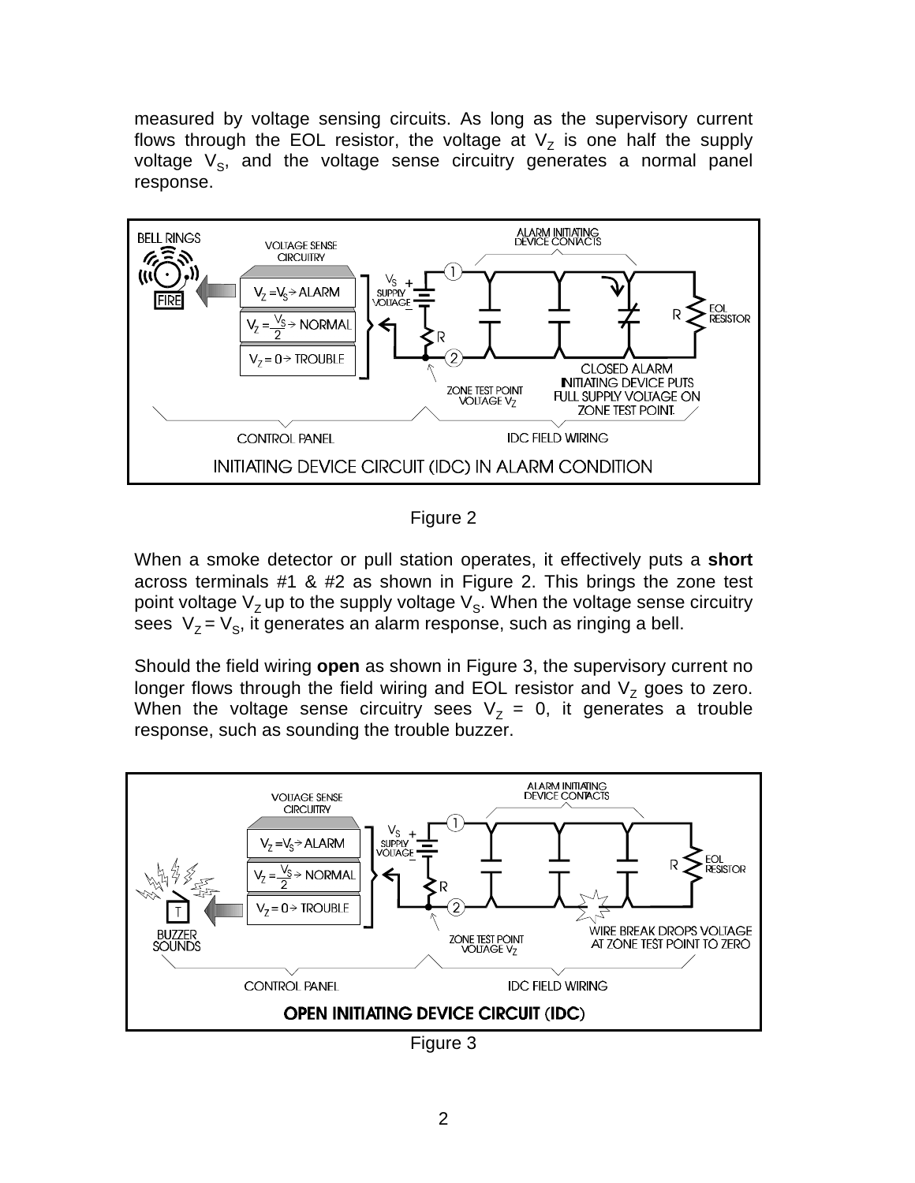measured by voltage sensing circuits. As long as the supervisory current flows through the EOL resistor, the voltage at $V_Z$ is one half the supply voltage $V_S$, and the voltage sense circuitry generates a normal panel response.

Figure 2

When a smoke detector or pull station operates, it effectively puts a **short** across terminals #1 & #2 as shown in Figure 2. This brings the zone test point voltage $V_Z$ up to the supply voltage $V_S$. When the voltage sense circuitry sees $V_Z = V_S$, it generates an alarm response, such as ringing a bell.

Should the field wiring **open** as shown in Figure 3, the supervisory current no longer flows through the field wiring and EOL resistor and $V_Z$ goes to zero. When the voltage sense circuitry sees $V_Z = 0$, it generates a trouble response, such as sounding the trouble buzzer.

Figure 3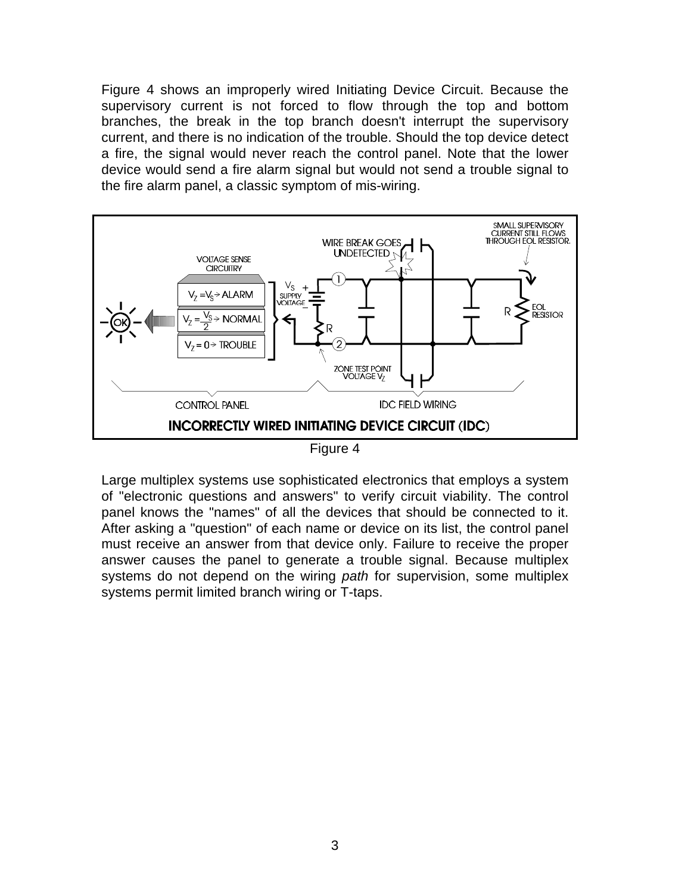Figure 4 shows an improperly wired Initiating Device Circuit. Because the supervisory current is not forced to flow through the top and bottom branches, the break in the top branch doesn't interrupt the supervisory current, and there is no indication of the trouble. Should the top device detect a fire, the signal would never reach the control panel. Note that the lower device would send a fire alarm signal but would not send a trouble signal to the fire alarm panel, a classic symptom of mis-wiring.

Figure 4

Large multiplex systems use sophisticated electronics that employs a system of "electronic questions and answers" to verify circuit viability. The control panel knows the "names" of all the devices that should be connected to it. After asking a "question" of each name or device on its list, the control panel must receive an answer from that device only. Failure to receive the proper answer causes the panel to generate a trouble signal. Because multiplex systems do not depend on the wiring *path* for supervision, some multiplex systems permit limited branch wiring or T-taps.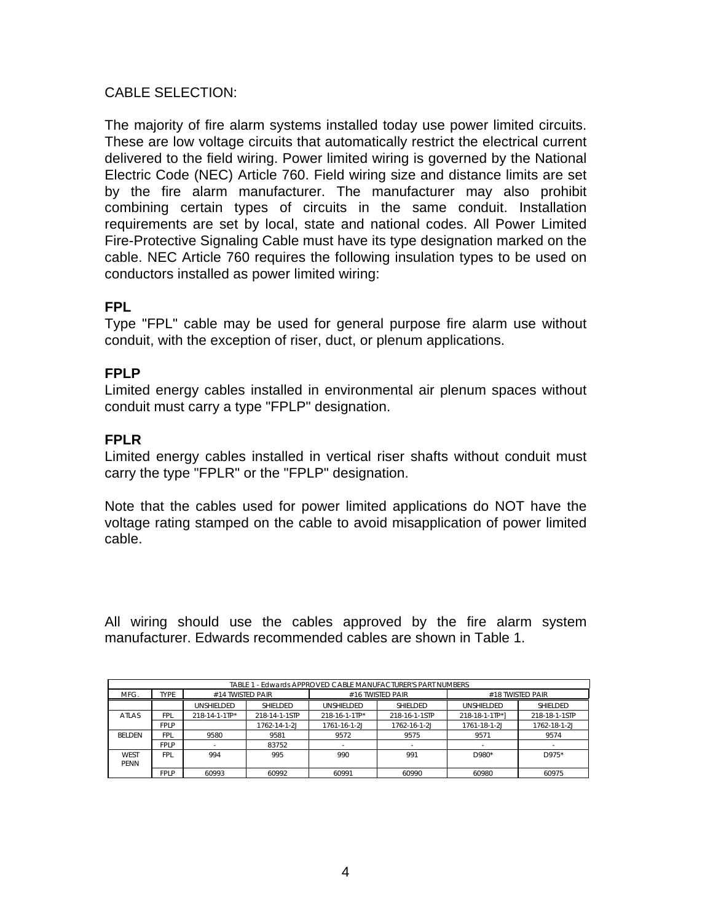CABLE SELECTION:

The majority of fire alarm systems installed today use power limited circuits. These are low voltage circuits that automatically restrict the electrical current delivered to the field wiring. Power limited wiring is governed by the National Electric Code (NEC) Article 760. Field wiring size and distance limits are set by the fire alarm manufacturer. The manufacturer may also prohibit combining certain types of circuits in the same conduit. Installation requirements are set by local, state and national codes. All Power Limited Fire-Protective Signaling Cable must have its type designation marked on the cable. NEC Article 760 requires the following insulation types to be used on conductors installed as power limited wiring:

**FPL**
Type "FPL" cable may be used for general purpose fire alarm use without conduit, with the exception of riser, duct, or plenum applications.

**FPLP**
Limited energy cables installed in environmental air plenum spaces without conduit must carry a type "FPLP" designation.

**FPLR**
Limited energy cables installed in vertical riser shafts without conduit must carry the type "FPLR" or the "FPLP" designation.

Note that the cables used for power limited applications do NOT have the voltage rating stamped on the cable to avoid misapplication of power limited cable.

All wiring should use the cables approved by the fire alarm system manufacturer. Edwards recommended cables are shown in Table 1.

TABLE 1 - Edwards APPROVED CABLE MANUFACTURER'S PART NUMBERS

| MFG. | TYPE | #14 TWISTED PAIR | | #16 TWISTED PAIR | | #18 TWISTED PAIR | |
|---|---|---|---|---|---|---|---|
| | | UNSHIELDED | SHIELDED | UNSHIELDED | SHIELDED | UNSHIELDED | SHIELDED |
| ATLAS | FPL | 218-14-1-1TP* | 218-14-1-1STP | 218-16-1-1TP* | 218-16-1-1STP | 218-18-1-1TP*] | 218-18-1-1STP |
| | FPLP | | 1762-14-1-2J | 1761-16-1-2J | 1762-16-1-2J | 1761-18-1-2J | 1762-18-1-2J |
| BELDEN | FPL | 9580 | 9581 | 9572 | 9575 | 9571 | 9574 |
| | FPLP | - | 83752 | - | - | - | - |
| WEST PENN | FPL | 994 | 995 | 990 | 991 | D980* | D975* |
| | FPLP | 60993 | 60992 | 60991 | 60990 | 60980 | 60975 |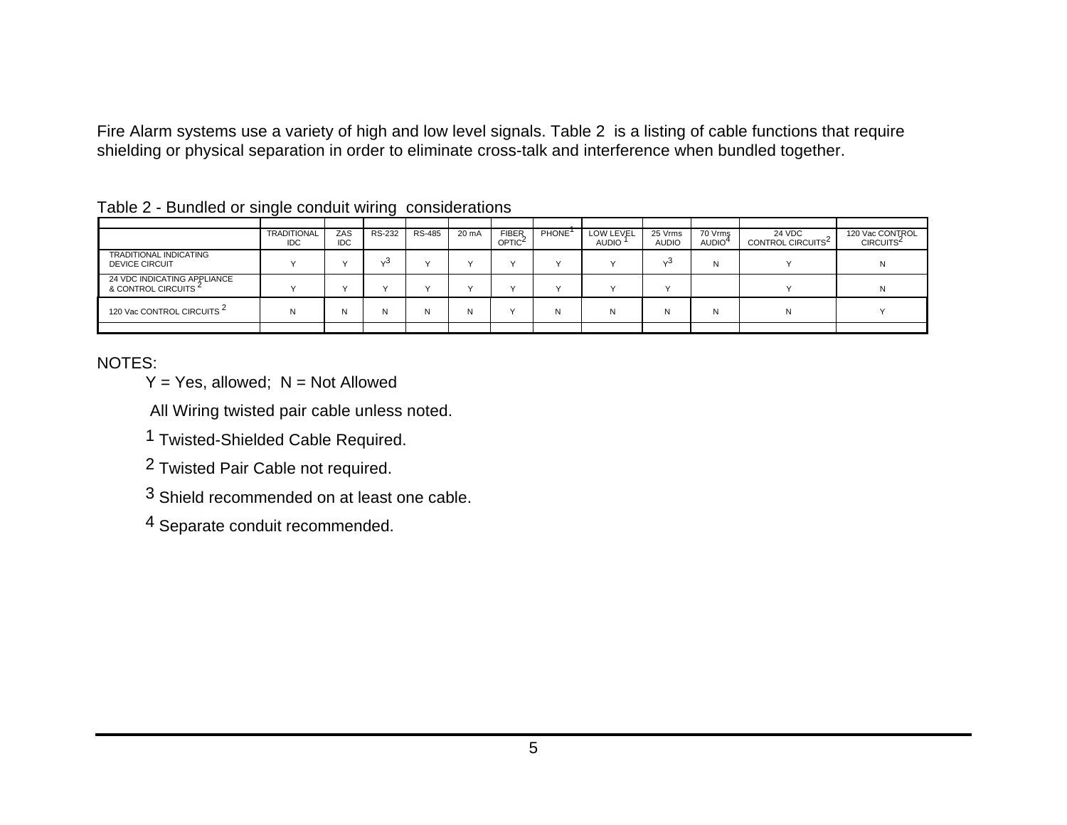Fire Alarm systems use a variety of high and low level signals. Table 2 is a listing of cable functions that require shielding or physical separation in order to eliminate cross-talk and interference when bundled together.

Table 2 - Bundled or single conduit wiring considerations

| | TRADITIONAL IDC | ZAS IDC | RS-232 | RS-485 | 20 mA | FIBER OPTIC[2] | PHONE[1] | LOW LEVEL AUDIO [1] | 25 Vrms AUDIO | 70 Vrms AUDIO[4] | 24 VDC CONTROL CIRCUITS[2] | 120 Vac CONTROL CIRCUITS[2] |
|---|---|---|---|---|---|---|---|---|---|---|---|---|
| TRADITIONAL INDICATING DEVICE CIRCUIT | Y | Y | Y[3] | Y | Y | Y | Y | Y | Y[3] | N | Y | N |
| 24 VDC INDICATING APPLIANCE & CONTROL CIRCUITS [2] | Y | Y | Y | Y | Y | Y | Y | Y | Y | | Y | N |
| 120 Vac CONTROL CIRCUITS [2] | N | N | N | N | N | Y | N | N | N | N | N | Y |

NOTES:

Y = Yes, allowed; N = Not Allowed

All Wiring twisted pair cable unless noted.

1 Twisted-Shielded Cable Required.

2 Twisted Pair Cable not required.

3 Shield recommended on at least one cable.

4 Separate conduit recommended.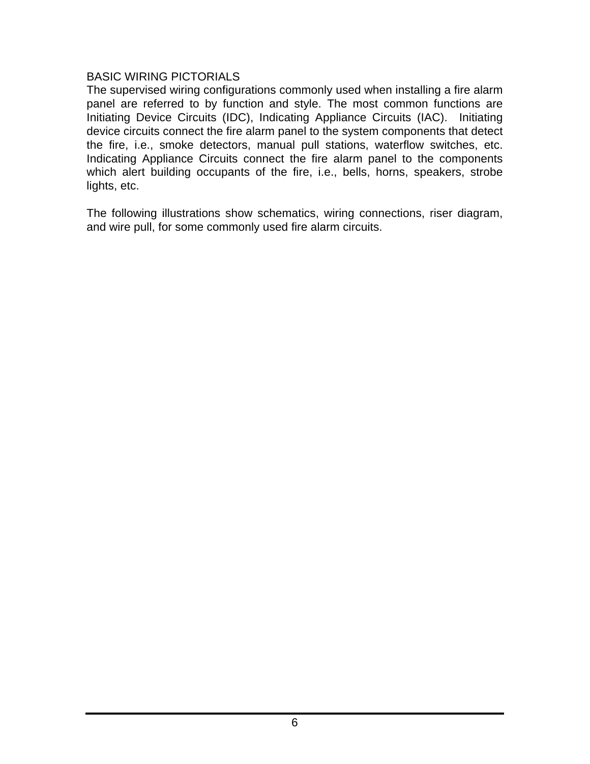## BASIC WIRING PICTORIALS

The supervised wiring configurations commonly used when installing a fire alarm panel are referred to by function and style. The most common functions are Initiating Device Circuits (IDC), Indicating Appliance Circuits (IAC). Initiating device circuits connect the fire alarm panel to the system components that detect the fire, i.e., smoke detectors, manual pull stations, waterflow switches, etc. Indicating Appliance Circuits connect the fire alarm panel to the components which alert building occupants of the fire, i.e., bells, horns, speakers, strobe lights, etc.

The following illustrations show schematics, wiring connections, riser diagram, and wire pull, for some commonly used fire alarm circuits.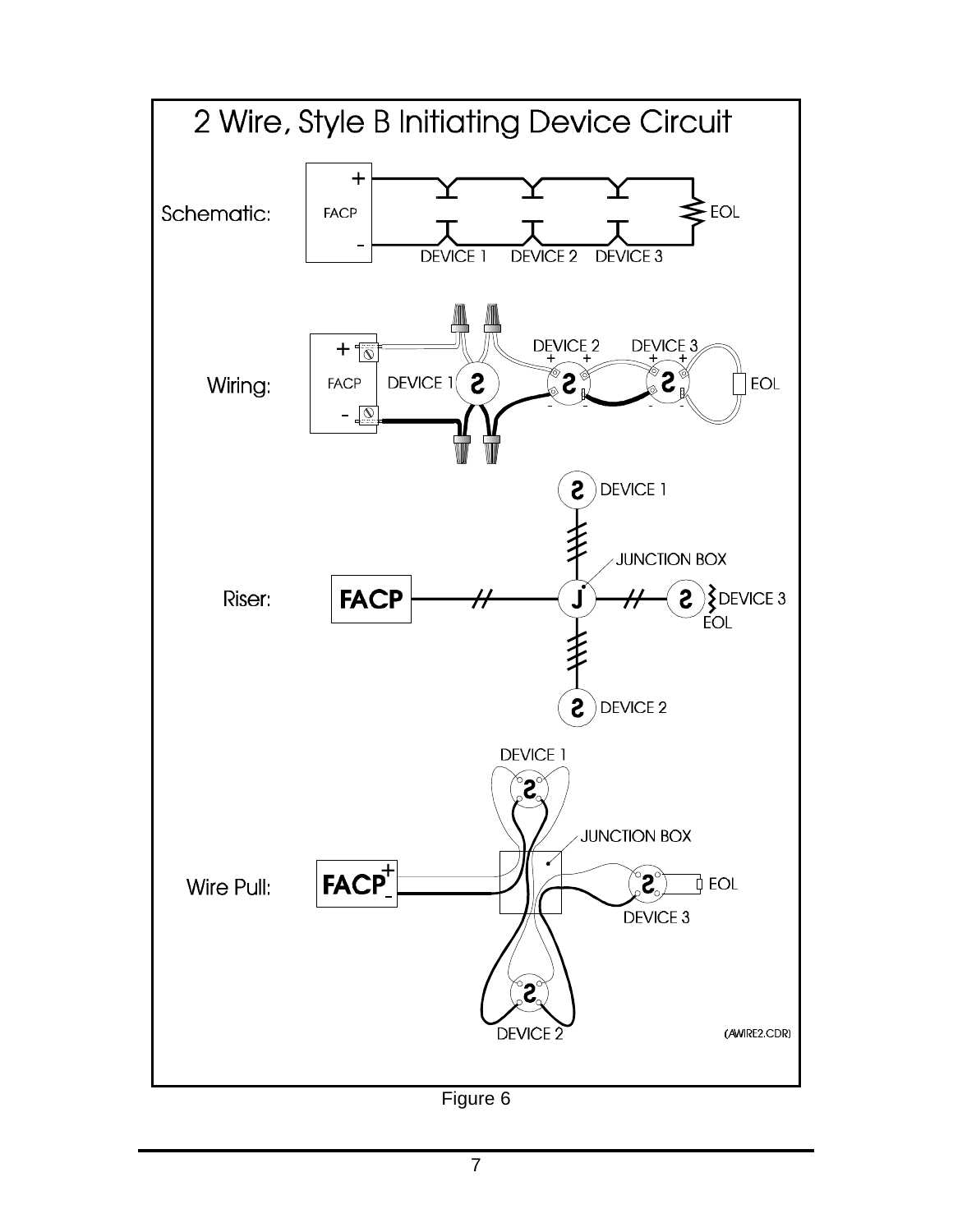## 2 Wire, Style B Initiating Device Circuit

Schematic:

Wiring:

Riser:

Wire Pull:

(AWIRE2.CDR)

Figure 6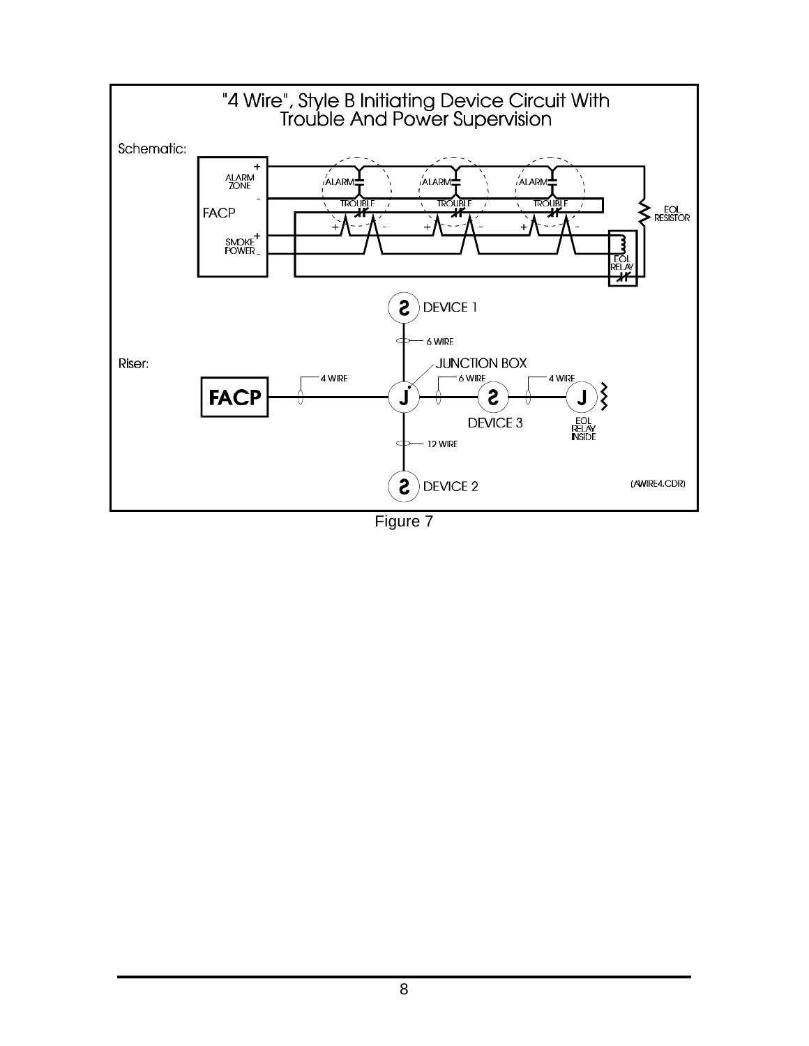"4 Wire", Style B Initiating Device Circuit With Trouble And Power Supervision

Figure 7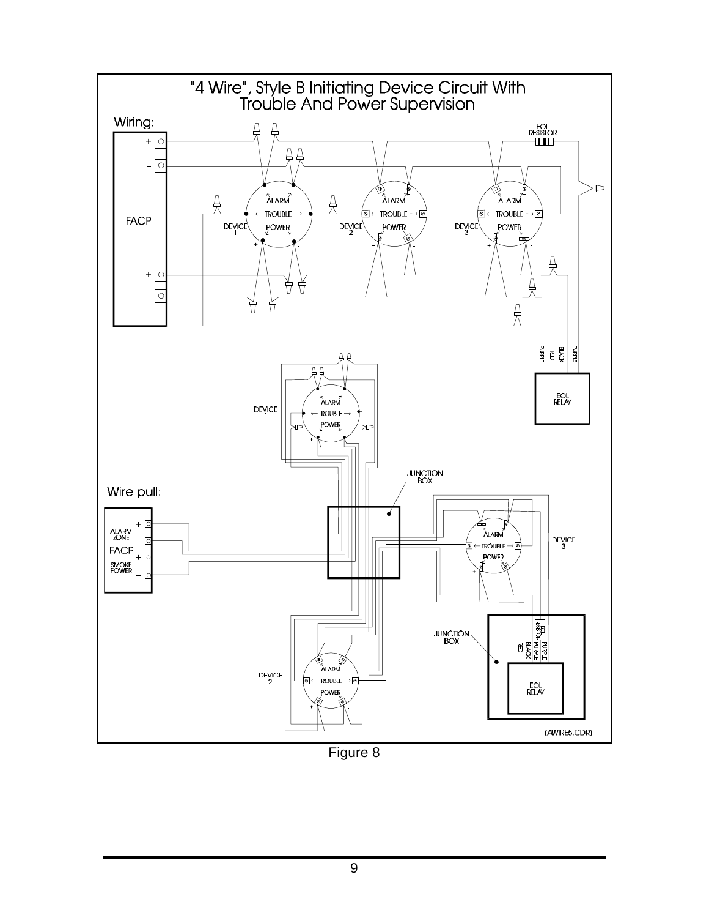# "4 Wire", Style B Initiating Device Circuit With Trouble And Power Supervision

Wiring:

Wire pull:

(AWIRE5.CDR)

Figure 8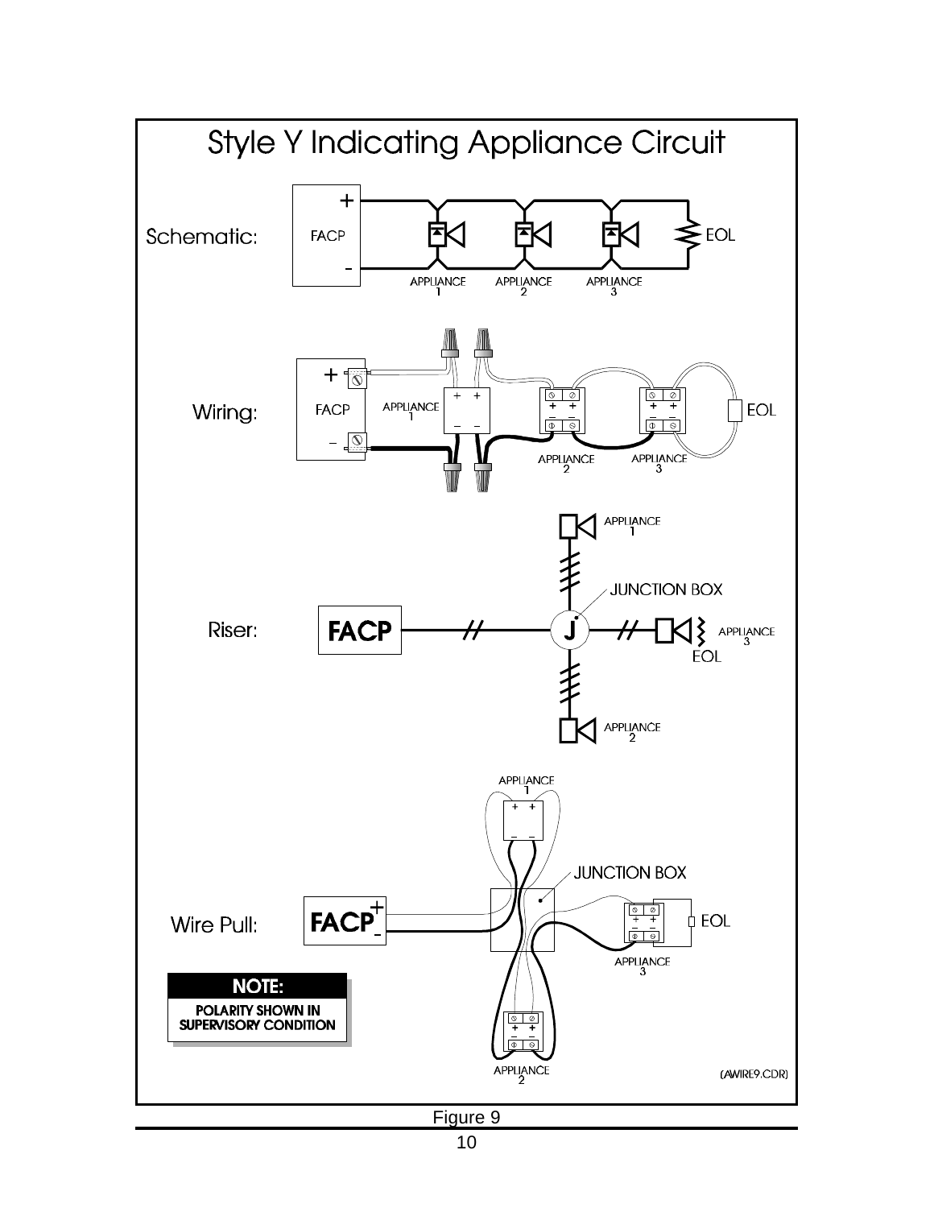# Style Y Indicating Appliance Circuit

Schematic:

Wiring:

Riser:

Wire Pull:

**NOTE:**

**POLARITY SHOWN IN SUPERVISORY CONDITION**

(AWIRE9.CDR)

Figure 9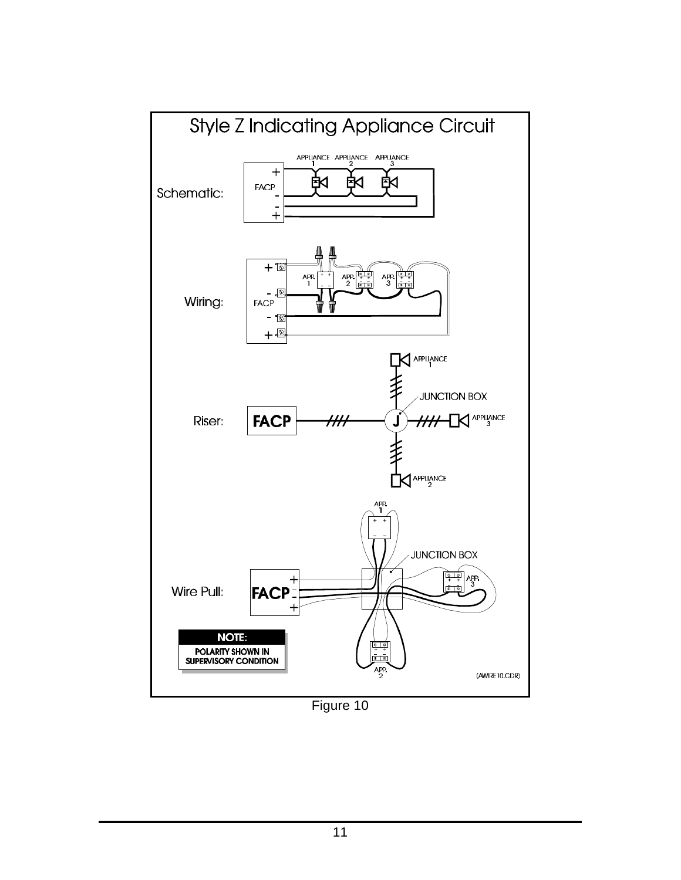# Style Z Indicating Appliance Circuit

Schematic:

Wiring:

Riser:

Wire Pull:

**NOTE:**
**POLARITY SHOWN IN SUPERVISORY CONDITION**

(AWIRE10.CDR)

Figure 10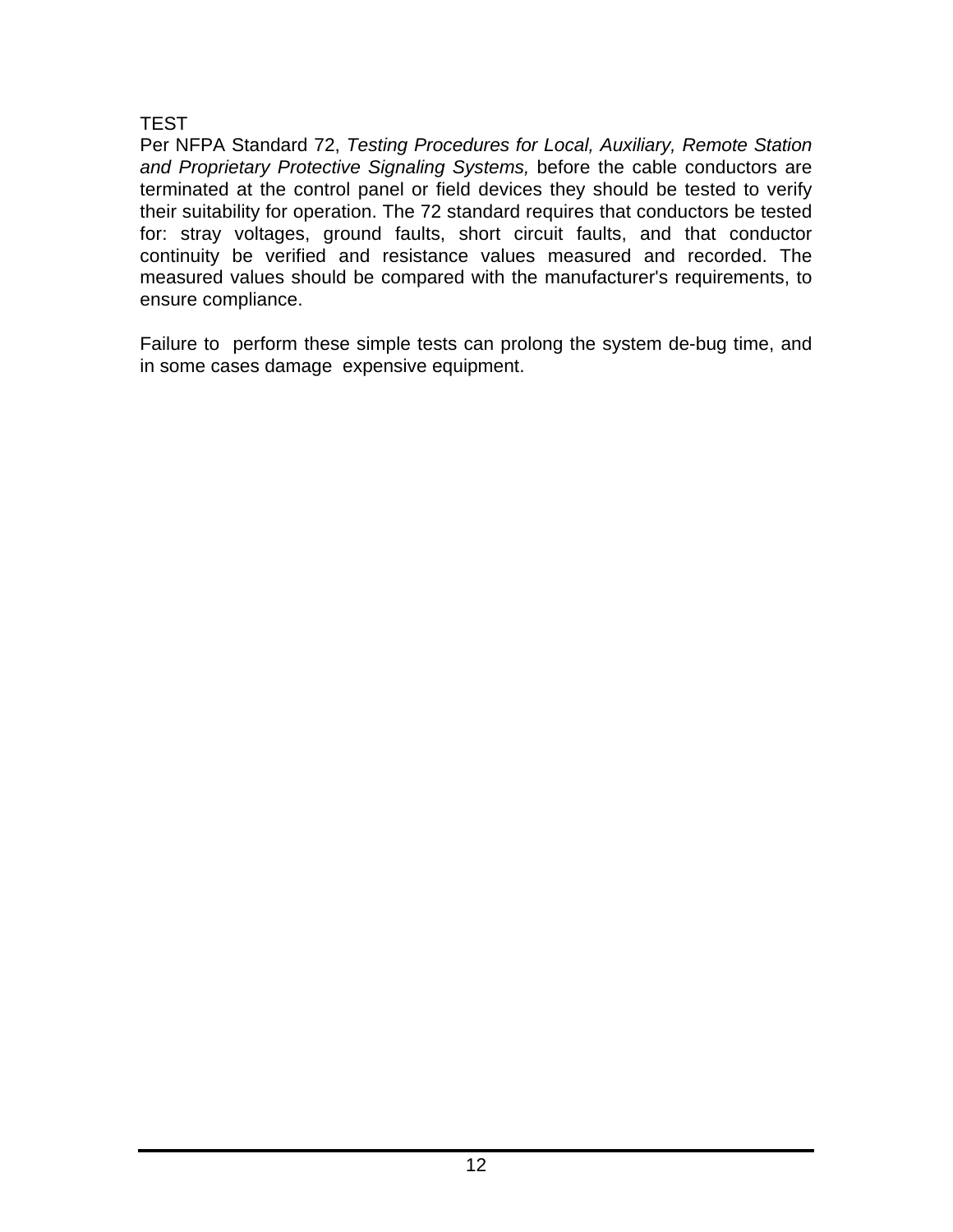## TEST

Per NFPA Standard 72, *Testing Procedures for Local, Auxiliary, Remote Station and Proprietary Protective Signaling Systems,* before the cable conductors are terminated at the control panel or field devices they should be tested to verify their suitability for operation. The 72 standard requires that conductors be tested for: stray voltages, ground faults, short circuit faults, and that conductor continuity be verified and resistance values measured and recorded. The measured values should be compared with the manufacturer's requirements, to ensure compliance.

Failure to perform these simple tests can prolong the system de-bug time, and in some cases damage expensive equipment.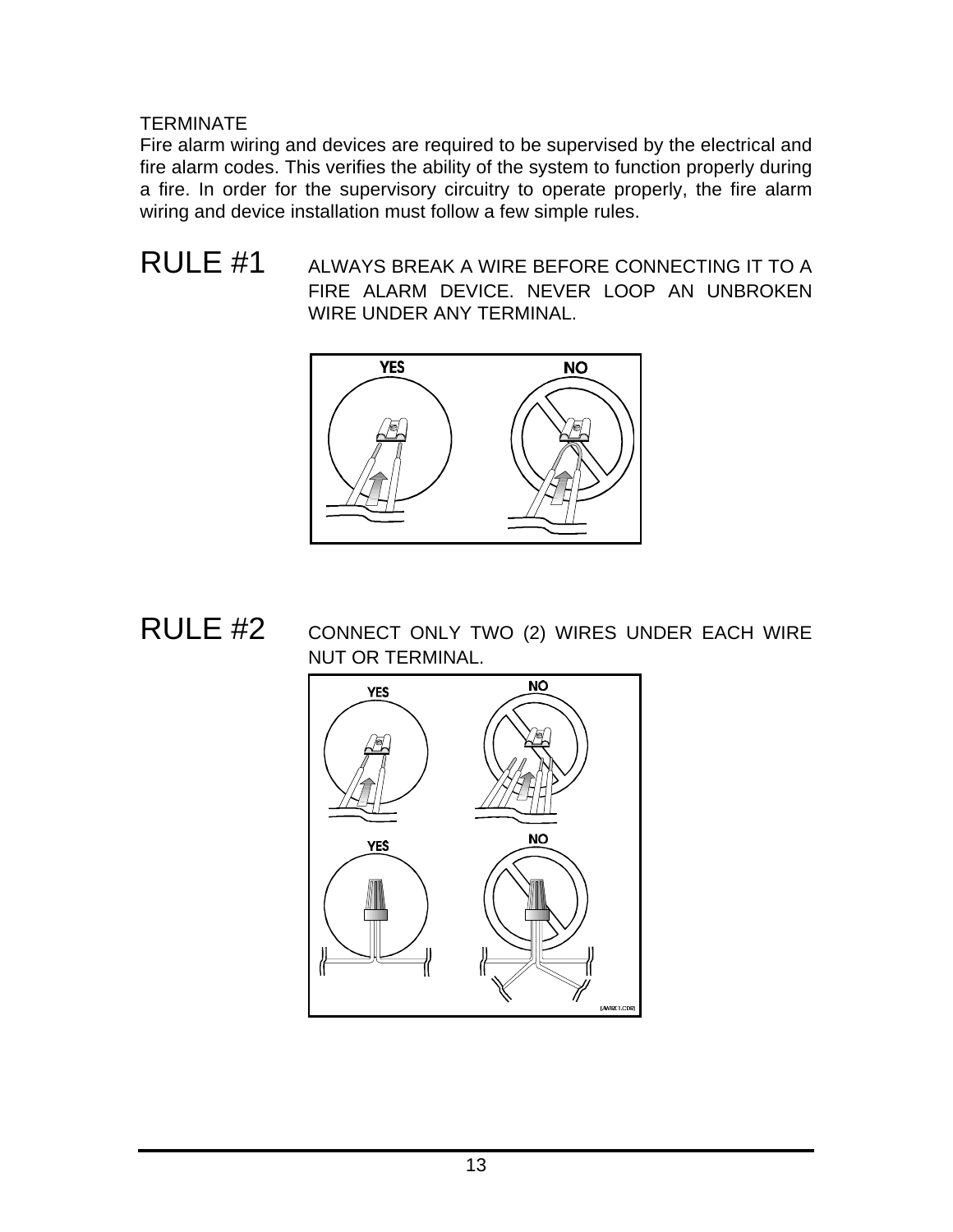TERMINATE

Fire alarm wiring and devices are required to be supervised by the electrical and fire alarm codes. This verifies the ability of the system to function properly during a fire. In order for the supervisory circuitry to operate properly, the fire alarm wiring and device installation must follow a few simple rules.

## RULE #1

ALWAYS BREAK A WIRE BEFORE CONNECTING IT TO A FIRE ALARM DEVICE. NEVER LOOP AN UNBROKEN WIRE UNDER ANY TERMINAL.

YES

NO

## RULE #2

CONNECT ONLY TWO (2) WIRES UNDER EACH WIRE NUT OR TERMINAL.

YES

NO

YES

NO

[AWIRE1.CDR]